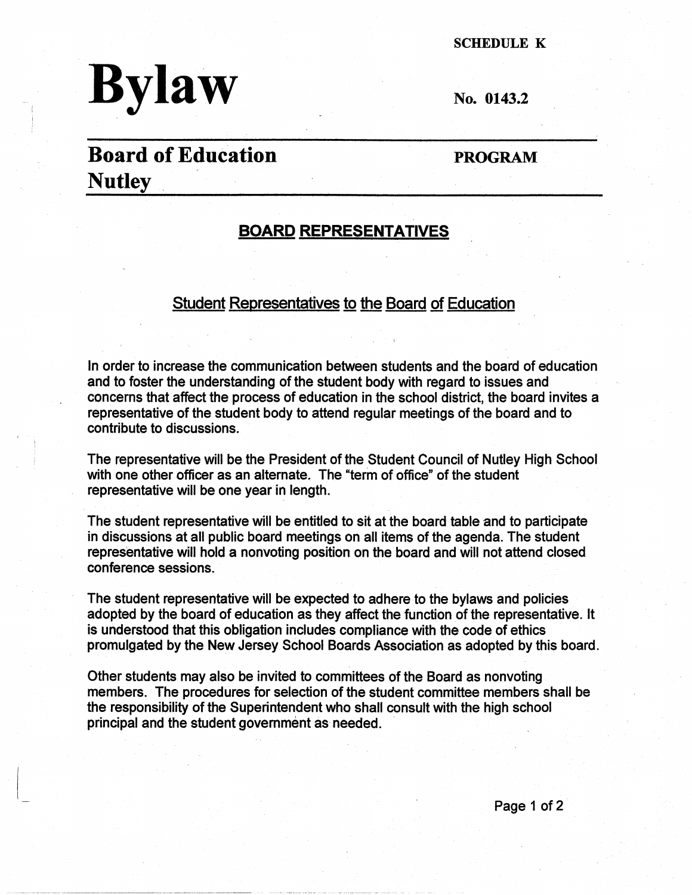SCHEDULE K

# Bylaw

No. 0143.2

## Board of Education Nutley

**PROGRAM**

### BOARD REPRESENTATIVES

#### Student Representatives to the Board of Education

In order to increase the communication between students and the board of education and to foster the understanding of the student body with regard to issues and concerns that affect the process of education in the school district, the board invites a representative of the student body to attend regular meetings of the board and to contribute to discussions.

The representative will be the President of the Student Council of Nutley High School with one other officer as an alternate. The "term of office" of the student representative will be one year in length.

The student representative will be entitled to sit at the board table and to participate in discussions at all public board meetings on all items of the agenda. The student representative will hold a nonvoting position on the board and will not attend closed conference sessions.

The student representative will be expected to adhere to the bylaws and policies adopted by the board of education as they affect the function of the representative. It is understood that this obligation includes compliance with the code of ethics promulgated by the New Jersey School Boards Association as adopted by this board.

Other students may also be invited to committees of the Board as nonvoting members. The procedures for selection of the student committee members shall be the responsibility of the Superintendent who shall consult with the high school principal and the student government as needed.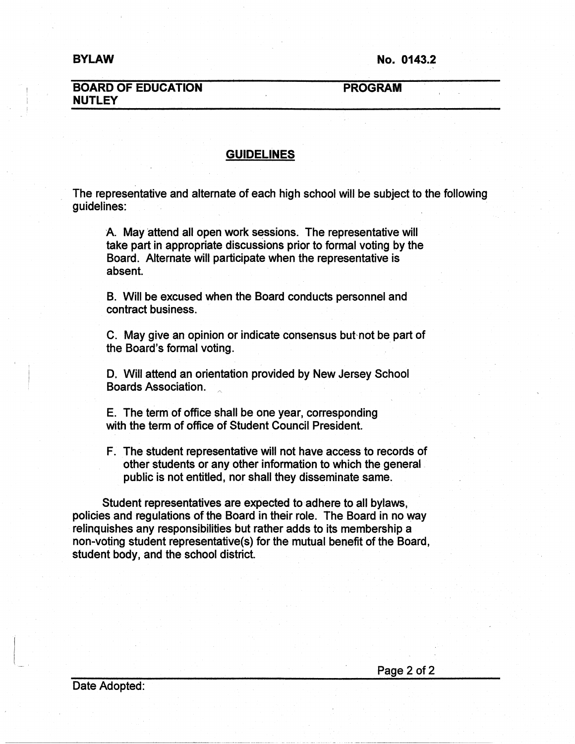## GUIDELINES

The representative and alternate of each high school will be subject to the following guidelines:

A. May attend all open work sessions. The representative will take part in appropriate discussions prior to formal voting by the Board. Alternate will participate when the representative is absent.

B. Will be excused when the Board conducts personnel and contract business.

C. May give an opinion or indicate consensus but not be part of the Board's formal voting.

D. Will attend an orientation provided by New Jersey School Boards Association.

E. The term of office shall be one year, corresponding with the term of office of Student Council President.

F. The student representative will not have access to records of other students or any other information to which the general public is not entitled, nor shall they disseminate same.

Student representatives are expected to adhere to all bylaws, policies and regulations of the Board in their role. The Board in no way relinquishes any responsibilities but rather adds to its membership a non-voting student representative(s) for the mutual benefit of the Board, student body, and the school district.

Date Adopted: